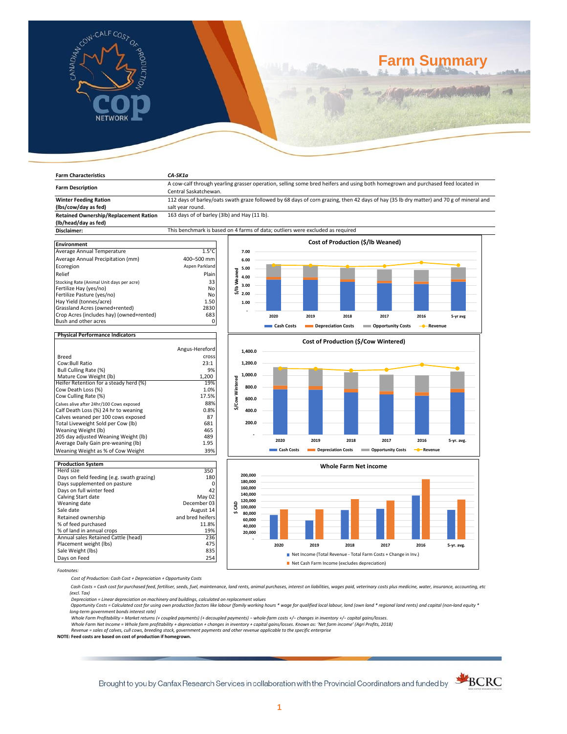# Farm Summary

| Farm Characteristics | CA-SK1a |
|---|---|
| Farm Description | A cow-calf through yearling grasser operation, selling some bred heifers and using both homegrown and purchased feed located in Central Saskatchewan. |
| Winter Feeding Ration (lbs/cow/day as fed) | 112 days of barley/oats swath graze followed by 68 days of corn grazing, then 42 days of hay (35 lb dry matter) and 70 g of mineral and salt year round. |
| Retained Ownership/Replacement Ration (lb/head/day as fed) | 163 days of of barley (3lb) and Hay (11 lb). |
| Disclaimer: | This benchmark is based on 4 farms of data; outliers were excluded as required |

| Environment | |
|---|---|
| Average Annual Temperature | 1.5°C |
| Average Annual Precipitation (mm) | 400–500 mm |
| Ecoregion | Aspen Parkland |
| Relief | Plain |
| Stocking Rate (Animal Unit days per acre) | 33 |
| Fertilize Hay (yes/no) | No |
| Fertilize Pasture (yes/no) | No |
| Hay Yield (tonnes/acre) | 1.50 |
| Grassland Acres (owned+rented) | 2830 |
| Crop Acres (includes hay) (owned+rented) | 683 |
| Bush and other acres | 0 |

| Physical Performance Indicators | |
|---|---|
| Breed | Angus-Hereford cross |
| Cow:Bull Ratio | 23:1 |
| Bull Culling Rate (%) | 9% |
| Mature Cow Weight (lb) | 1,200 |
| Heifer Retention for a steady herd (%) | 19% |
| Cow Death Loss (%) | 1.0% |
| Cow Culling Rate (%) | 17.5% |
| Calves alive after 24hr/100 Cows exposed | 88% |
| Calf Death Loss (%) 24 hr to weaning | 0.8% |
| Calves weaned per 100 cows exposed | 87 |
| Total Liveweight Sold per Cow (lb) | 681 |
| Weaning Weight (lb) | 465 |
| 205 day adjusted Weaning Weight (lb) | 489 |
| Average Daily Gain pre-weaning (lb) | 1.95 |
| Weaning Weight as % of Cow Weight | 39% |

| Production System | |
|---|---|
| Herd size | 350 |
| Days on field feeding (e.g. swath grazing) | 180 |
| Days supplemented on pasture | 0 |
| Days on full winter feed | 42 |
| Calving Start date | May 02 |
| Weaning date | December 03 |
| Sale date | August 14 |
| Retained ownership | and bred heifers |
| % of feed purchased | 11.8% |
| % of land in annual crops | 19% |
| Annual sales Retained Cattle (head) | 236 |
| Placement weight (lbs) | 475 |
| Sale Weight (lbs) | 835 |
| Days on Feed | 254 |

**Cost of Production ($/lb Weaned)** — 2020, 2019, 2018, 2017, 2016, 5-yr avg; Cash Costs, Depreciation Costs, Opportunity Costs, Revenue

**Cost of Production ($/Cow Wintered)** — 2020, 2019, 2018, 2017, 2016, 5-yr. avg.; Cash Costs, Depreciation Costs, Opportunity Costs, Revenue

**Whole Farm Net income** ($ CAD) — 2020, 2019, 2018, 2017, 2016, 5-yr. avg.; Net Income (Total Revenue - Total Farm Costs + Change in Inv.); Net Cash Farm Income (excludes depreciation)

*Footnotes:*

*Cost of Production: Cash Cost + Depreciation + Opportunity Costs*

*Cash Costs = Cash cost for purchased feed, fertiliser, seeds, fuel, maintenance, land rents, animal purchases, interest on liabilities, wages paid, veterinary costs plus medicine, water, insurance, accounting, etc (excl. Tax)*

*Depreciation = Linear depreciation on machinery and buildings, calculated on replacement values*

*Opportunity Costs = Calculated cost for using own production factors like labour (family working hours * wage for qualified local labour, land (own land * regional land rents) and capital (non-land equity * long-term government bonds interest rate)*

*Whole Farm Profitability = Market returns (+ coupled payments) (+ decoupled payments) – whole-farm costs +/– changes in inventory +/– capital gains/losses.*

*Whole Farm Net Income = Whole farm profitability + depreciation + changes in inventory + capital gains/losses. Known as: 'Net farm income' (Agri Profits, 2018)*

*Revenue = sales of calves, cull cows, breeding stock, government payments and other revenue applicable to the specific enterprise*

**NOTE: Feed costs are based on cost of production if homegrown.**

Brought to you by Canfax Research Services in collaboration with the Provincial Coordinators and funded by BCRC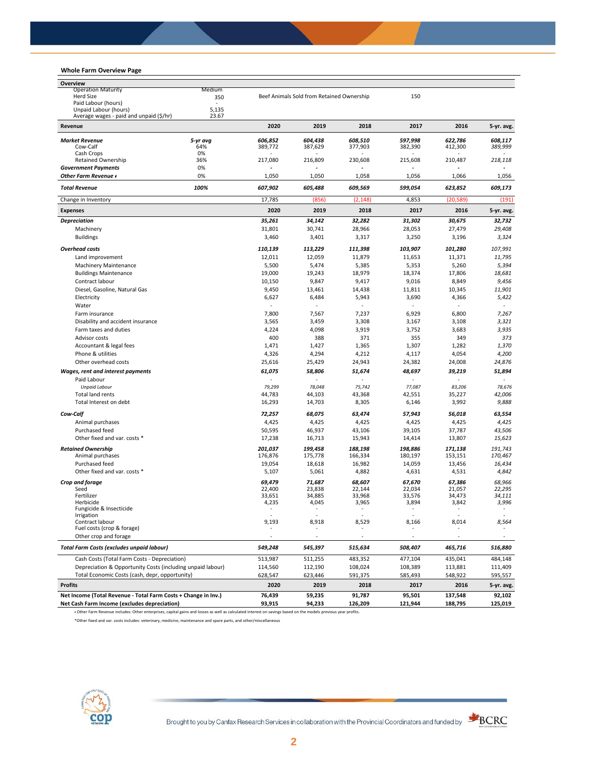## Whole Farm Overview Page

| Overview | | | | | | | |
|---|---|---|---|---|---|---|---|
| Operation Maturity | Medium | | | | | | |
| Herd Size | 350 | Beef Animals Sold from Retained Ownership | | | 150 | | |
| Paid Labour (hours) | - | | | | | | |
| Unpaid Labour (hours) | 5,135 | | | | | | |
| Average wages - paid and unpaid ($/hr) | 23.67 | | | | | | |

| Revenue | | 2020 | 2019 | 2018 | 2017 | 2016 | 5-yr. avg. |
|---|---|---|---|---|---|---|---|
| ***Market Revenue*** | *5-yr avg* | *606,852* | *604,438* | *608,510* | *597,998* | *622,786* | *608,117* |
| Cow-Calf | 64% | 389,772 | 387,629 | 377,903 | 382,390 | 412,300 | *389,999* |
| Cash Crops | 0% | - | - | - | - | - | - |
| Retained Ownership | 36% | 217,080 | 216,809 | 230,608 | 215,608 | 210,487 | *218,118* |
| ***Government Payments*** | 0% | - | - | - | - | - | - |
| ***Other Farm Revenue ɫ*** | 0% | 1,050 | 1,050 | 1,058 | 1,056 | 1,066 | 1,056 |
| ***Total Revenue*** | ***100%*** | *607,902* | *605,488* | *609,569* | *599,054* | *623,852* | *609,173* |
| Change in Inventory | | 17,785 | (856) | (2,148) | 4,853 | (20,589) | (191) |

| Expenses | 2020 | 2019 | 2018 | 2017 | 2016 | 5-yr. avg. |
|---|---|---|---|---|---|---|
| ***Depreciation*** | *35,261* | *34,142* | *32,282* | *31,302* | *30,675* | *32,732* |
| Machinery | 31,801 | 30,741 | 28,966 | 28,053 | 27,479 | *29,408* |
| Buildings | 3,460 | 3,401 | 3,317 | 3,250 | 3,196 | *3,324* |
| ***Overhead costs*** | *110,139* | *113,229* | *111,398* | *103,907* | *101,280* | *107,991* |
| Land improvement | 12,011 | 12,059 | 11,879 | 11,653 | 11,371 | *11,795* |
| Machinery Maintenance | 5,500 | 5,474 | 5,385 | 5,353 | 5,260 | *5,394* |
| Buildings Maintenance | 19,000 | 19,243 | 18,979 | 18,374 | 17,806 | *18,681* |
| Contract labour | 10,150 | 9,847 | 9,417 | 9,016 | 8,849 | *9,456* |
| Diesel, Gasoline, Natural Gas | 9,450 | 13,461 | 14,438 | 11,811 | 10,345 | *11,901* |
| Electricity | 6,627 | 6,484 | 5,943 | 3,690 | 4,366 | *5,422* |
| Water | - | - | - | - | - | - |
| Farm insurance | 7,800 | 7,567 | 7,237 | 6,929 | 6,800 | *7,267* |
| Disability and accident insurance | 3,565 | 3,459 | 3,308 | 3,167 | 3,108 | *3,321* |
| Farm taxes and duties | 4,224 | 4,098 | 3,919 | 3,752 | 3,683 | *3,935* |
| Advisor costs | 400 | 388 | 371 | 355 | 349 | *373* |
| Accountant & legal fees | 1,471 | 1,427 | 1,365 | 1,307 | 1,282 | *1,370* |
| Phone & utilities | 4,326 | 4,294 | 4,212 | 4,117 | 4,054 | *4,200* |
| Other overhead costs | 25,616 | 25,429 | 24,943 | 24,382 | 24,008 | *24,876* |
| ***Wages, rent and interest payments*** | *61,075* | *58,806* | *51,674* | *48,697* | *39,219* | *51,894* |
| Paid Labour | - | - | - | - | - | - |
| *Unpaid Labour* | *79,299* | *78,048* | *75,742* | *77,087* | *83,206* | *78,676* |
| Total land rents | 44,783 | 44,103 | 43,368 | 42,551 | 35,227 | *42,006* |
| Total Interest on debt | 16,293 | 14,703 | 8,305 | 6,146 | 3,992 | *9,888* |
| ***Cow-Calf*** | *72,257* | *68,075* | *63,474* | *57,943* | *56,018* | *63,554* |
| Animal purchases | 4,425 | 4,425 | 4,425 | 4,425 | 4,425 | *4,425* |
| Purchased feed | 50,595 | 46,937 | 43,106 | 39,105 | 37,787 | *43,506* |
| Other fixed and var. costs * | 17,238 | 16,713 | 15,943 | 14,414 | 13,807 | *15,623* |
| ***Retained Ownership*** | *201,037* | *199,458* | *188,198* | *198,886* | *171,138* | *191,743* |
| Animal purchases | 176,876 | 175,778 | 166,334 | 180,197 | 153,151 | *170,467* |
| Purchased feed | 19,054 | 18,618 | 16,982 | 14,059 | 13,456 | *16,434* |
| Other fixed and var. costs * | 5,107 | 5,061 | 4,882 | 4,631 | 4,531 | *4,842* |
| ***Crop and forage*** | *69,479* | *71,687* | *68,607* | *67,670* | *67,386* | *68,966* |
| Seed | 22,400 | 23,838 | 22,144 | 22,034 | 21,057 | *22,295* |
| Fertilizer | 33,651 | 34,885 | 33,968 | 33,576 | 34,473 | *34,111* |
| Herbicide | 4,235 | 4,045 | 3,965 | 3,894 | 3,842 | *3,996* |
| Fungicide & Insecticide | - | - | - | - | - | - |
| Irrigation | - | - | - | - | - | - |
| Contract labour | 9,193 | 8,918 | 8,529 | 8,166 | 8,014 | *8,564* |
| Fuel costs (crop & forage) | - | - | - | - | - | - |
| Other crop and forage | - | - | - | - | - | - |
| ***Total Farm Costs (excludes unpaid labour)*** | *549,248* | *545,397* | *515,634* | *508,407* | *465,716* | *516,880* |
| Cash Costs (Total Farm Costs - Depreciation) | 513,987 | 511,255 | 483,352 | 477,104 | 435,041 | 484,148 |
| Depreciation & Opportunity Costs (including unpaid labour) | 114,560 | 112,190 | 108,024 | 108,389 | 113,881 | 111,409 |
| Total Economic Costs (cash, depr, opportunity) | 628,547 | 623,446 | 591,375 | 585,493 | 548,922 | 595,557 |

| Profits | 2020 | 2019 | 2018 | 2017 | 2016 | 5-yr. avg. |
|---|---|---|---|---|---|---|
| **Net Income (Total Revenue - Total Farm Costs + Change in Inv.)** | **76,439** | **59,235** | **91,787** | **95,501** | **137,548** | **92,102** |
| **Net Cash Farm Income (excludes depreciation)** | **93,915** | **94,233** | **126,209** | **121,944** | **188,795** | **125,019** |

ɫ Other Farm Revenue includes: Other enterprises, capital gains and losses as well as calculated interest on savings based on the models previous year profits.

*Other fixed and var. costs includes: veterinary, medicine, maintenance and spare parts, and other/miscellaneous

Brought to you by Canfax Research Services in collaboration with the Provincial Coordinators and funded by BCRC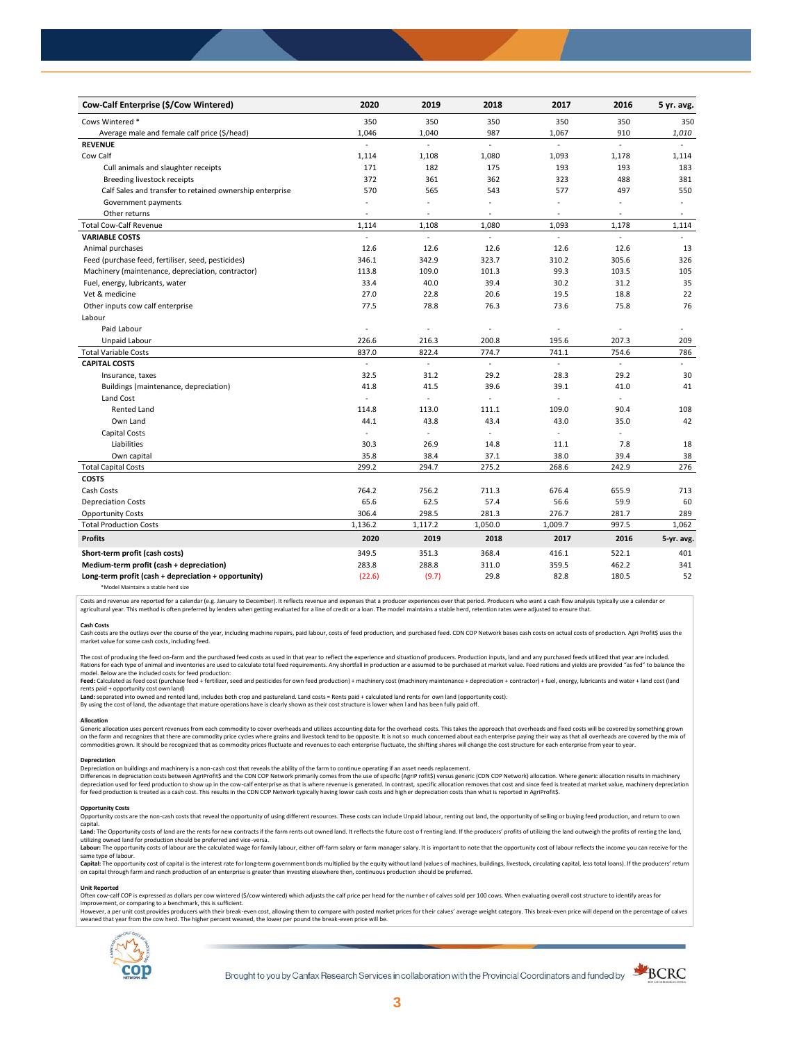| Cow-Calf Enterprise ($/Cow Wintered) | 2020 | 2019 | 2018 | 2017 | 2016 | 5 yr. avg. |
|---|---|---|---|---|---|---|
| Cows Wintered * | 350 | 350 | 350 | 350 | 350 | 350 |
| Average male and female calf price ($/head) | 1,046 | 1,040 | 987 | 1,067 | 910 | *1,010* |
| **REVENUE** | - | - | - | - | - | - |
| Cow Calf | 1,114 | 1,108 | 1,080 | 1,093 | 1,178 | 1,114 |
| Cull animals and slaughter receipts | 171 | 182 | 175 | 193 | 193 | 183 |
| Breeding livestock receipts | 372 | 361 | 362 | 323 | 488 | 381 |
| Calf Sales and transfer to retained ownership enterprise | 570 | 565 | 543 | 577 | 497 | 550 |
| Government payments | - | - | - | - | - | - |
| Other returns | - | - | - | - | - | - |
| Total Cow-Calf Revenue | 1,114 | 1,108 | 1,080 | 1,093 | 1,178 | 1,114 |
| **VARIABLE COSTS** | - | - | - | - | - | - |
| Animal purchases | 12.6 | 12.6 | 12.6 | 12.6 | 12.6 | 13 |
| Feed (purchase feed, fertiliser, seed, pesticides) | 346.1 | 342.9 | 323.7 | 310.2 | 305.6 | 326 |
| Machinery (maintenance, depreciation, contractor) | 113.8 | 109.0 | 101.3 | 99.3 | 103.5 | 105 |
| Fuel, energy, lubricants, water | 33.4 | 40.0 | 39.4 | 30.2 | 31.2 | 35 |
| Vet & medicine | 27.0 | 22.8 | 20.6 | 19.5 | 18.8 | 22 |
| Other inputs cow calf enterprise | 77.5 | 78.8 | 76.3 | 73.6 | 75.8 | 76 |
| Labour | | | | | | |
| Paid Labour | - | - | - | - | - | - |
| Unpaid Labour | 226.6 | 216.3 | 200.8 | 195.6 | 207.3 | 209 |
| Total Variable Costs | 837.0 | 822.4 | 774.7 | 741.1 | 754.6 | 786 |
| **CAPITAL COSTS** | - | - | - | - | - | - |
| Insurance, taxes | 32.5 | 31.2 | 29.2 | 28.3 | 29.2 | 30 |
| Buildings (maintenance, depreciation) | 41.8 | 41.5 | 39.6 | 39.1 | 41.0 | 41 |
| Land Cost | - | - | - | - | - | |
| Rented Land | 114.8 | 113.0 | 111.1 | 109.0 | 90.4 | 108 |
| Own Land | 44.1 | 43.8 | 43.4 | 43.0 | 35.0 | 42 |
| Capital Costs | - | - | - | - | - | |
| Liabilities | 30.3 | 26.9 | 14.8 | 11.1 | 7.8 | 18 |
| Own capital | 35.8 | 38.4 | 37.1 | 38.0 | 39.4 | 38 |
| Total Capital Costs | 299.2 | 294.7 | 275.2 | 268.6 | 242.9 | 276 |
| **COSTS** | | | | | | |
| Cash Costs | 764.2 | 756.2 | 711.3 | 676.4 | 655.9 | 713 |
| Depreciation Costs | 65.6 | 62.5 | 57.4 | 56.6 | 59.9 | 60 |
| Opportunity Costs | 306.4 | 298.5 | 281.3 | 276.7 | 281.7 | 289 |
| Total Production Costs | 1,136.2 | 1,117.2 | 1,050.0 | 1,009.7 | 997.5 | 1,062 |
| **Profits** | **2020** | **2019** | **2018** | **2017** | **2016** | **5-yr. avg.** |
| **Short-term profit (cash costs)** | 349.5 | 351.3 | 368.4 | 416.1 | 522.1 | 401 |
| **Medium-term profit (cash + depreciation)** | 283.8 | 288.8 | 311.0 | 359.5 | 462.2 | 341 |
| **Long-term profit (cash + depreciation + opportunity)** | (22.6) | (9.7) | 29.8 | 82.8 | 180.5 | 52 |

*Model Maintains a stable herd size

Costs and revenue are reported for a calendar (e.g. January to December). It reflects revenue and expenses that a producer experiences over that period. Producers who want a cash flow analysis typically use a calendar or agricultural year. This method is often preferred by lenders when getting evaluated for a line of credit or a loan. The model maintains a stable herd, retention rates were adjusted to ensure that.

**Cash Costs**

Cash costs are the outlays over the course of the year, including machine repairs, paid labour, costs of feed production, and purchased feed. CDN COP Network bases cash costs on actual costs of production. Agri Profit$ uses the market value for some cash costs, including feed.

The cost of producing the feed on-farm and the purchased feed costs as used in that year to reflect the experience and situation of producers. Production inputs, land and any purchased feeds utilized that year are included. Rations for each type of animal and inventories are used to calculate total feed requirements. Any shortfall in production are assumed to be purchased at market value. Feed rations and yields are provided "as fed" to balance the model. Below are the included costs for feed production:

**Feed:** Calculated as feed cost (purchase feed + fertilizer, seed and pesticides for own feed production) + machinery cost (machinery maintenance + depreciation + contractor) + fuel, energy, lubricants and water + land cost (land rents paid + opportunity cost own land)

**Land:** separated into owned and rented land, includes both crop and pastureland. Land costs = Rents paid + calculated land rents for own land (opportunity cost).

By using the cost of land, the advantage that mature operations have is clearly shown as their cost structure is lower when land has been fully paid off.

**Allocation**

Generic allocation uses percent revenues from each commodity to cover overheads and utilizes accounting data for the overhead costs. This takes the approach that overheads and fixed costs will be covered by something grown on the farm and recognizes that there are commodity price cycles where grains and livestock tend to be opposite. It is not so much concerned about each enterprise paying their way as that all overheads are covered by the mix of commodities grown. It should be recognized that as commodity prices fluctuate and revenues to each enterprise fluctuate, the shifting shares will change the cost structure for each enterprise from year to year.

**Depreciation**

Depreciation on buildings and machinery is a non-cash cost that reveals the ability of the farm to continue operating if an asset needs replacement.

Differences in depreciation costs between AgriProfit$ and the CDN COP Network primarily comes from the use of specific (AgriProfit$) versus generic (CDN COP Network) allocation. Where generic allocation results in machinery depreciation used for feed production to show up in the cow-calf enterprise as that is where revenue is generated. In contrast, specific allocation removes that cost and since feed is treated at market value, machinery depreciation for feed production is treated as a cash cost. This results in the CDN COP Network typically having lower cash costs and higher depreciation costs than what is reported in AgriProfit$.

**Opportunity Costs**

Opportunity costs are the non-cash costs that reveal the opportunity of using different resources. These costs can include Unpaid labour, renting out land, the opportunity of selling or buying feed production, and return to own capital.

**Land:** The Opportunity costs of land are the rents for new contracts if the farm rents out owned land. It reflects the future cost of renting land. If the producers' profits of utilizing the land outweigh the profits of renting the land, utilizing owned land for production should be preferred and vice-versa.

**Labour:** The opportunity costs of labour are the calculated wage for family labour, either off-farm salary or farm manager salary. It is important to note that the opportunity cost of labour reflects the income you can receive for the same type of labour.

**Capital:** The opportunity cost of capital is the interest rate for long-term government bonds multiplied by the equity without land (values of machines, buildings, livestock, circulating capital, less total loans). If the producers' return on capital through farm and ranch production of an enterprise is greater than investing elsewhere then, continuous production should be preferred.

**Unit Reported**

Often cow-calf COP is expressed as dollars per cow wintered ($/cow wintered) which adjusts the calf price per head for the number of calves sold per 100 cows. When evaluating overall cost structure to identify areas for improvement, or comparing to a benchmark, this is sufficient.

However, a per unit cost provides producers with their break-even cost, allowing them to compare with posted market prices for their calves' average weight category. This break-even price will depend on the percentage of calves weaned that year from the cow herd. The higher percent weaned, the lower per pound the break-even price will be.

Brought to you by Canfax Research Services in collaboration with the Provincial Coordinators and funded by BCRC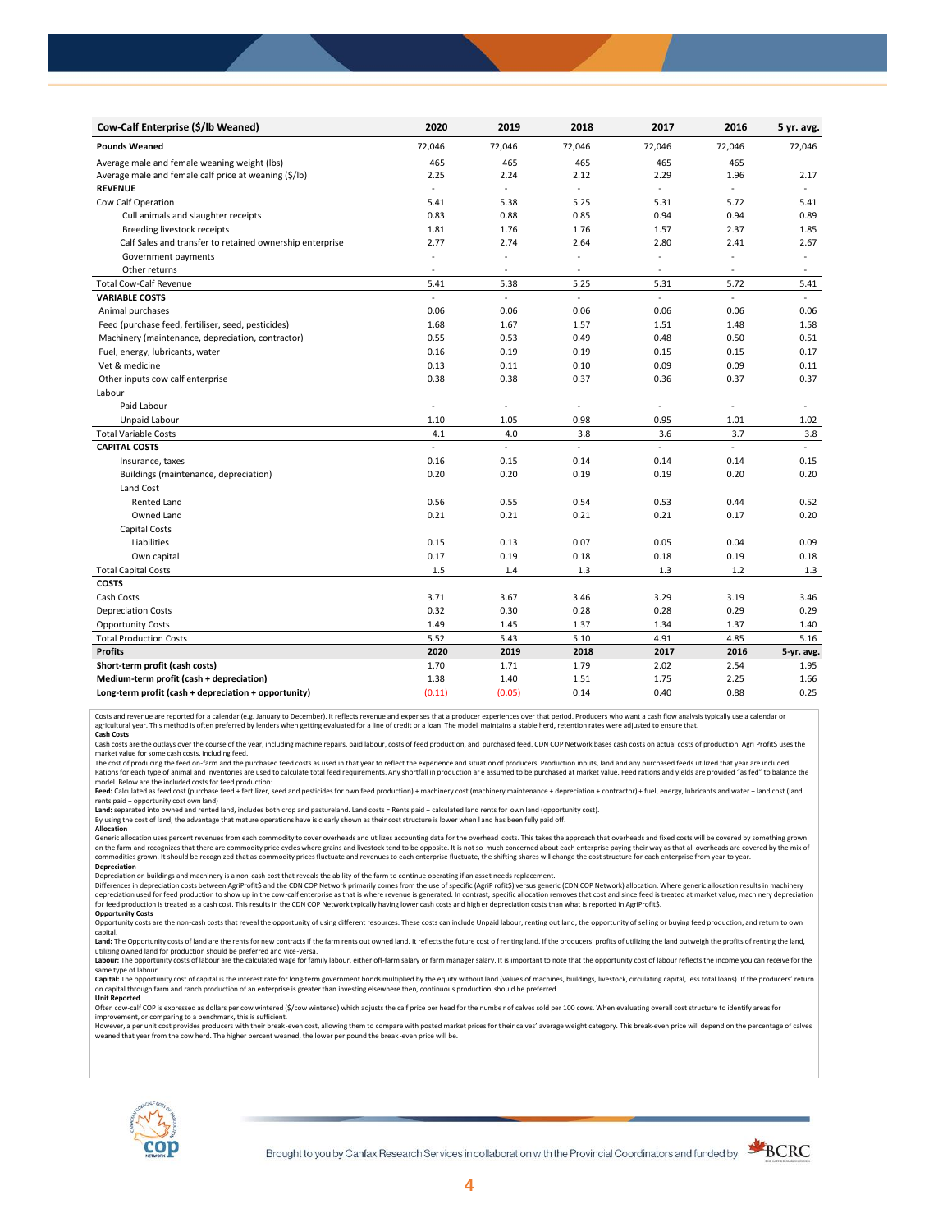| Cow-Calf Enterprise ($/lb Weaned) | 2020 | 2019 | 2018 | 2017 | 2016 | 5 yr. avg. |
|---|---|---|---|---|---|---|
| **Pounds Weaned** | 72,046 | 72,046 | 72,046 | 72,046 | 72,046 | 72,046 |
| Average male and female weaning weight (lbs) | 465 | 465 | 465 | 465 | 465 | |
| Average male and female calf price at weaning ($/lb) | 2.25 | 2.24 | 2.12 | 2.29 | 1.96 | 2.17 |
| **REVENUE** | - | - | - | - | - | - |
| Cow Calf Operation | 5.41 | 5.38 | 5.25 | 5.31 | 5.72 | 5.41 |
| Cull animals and slaughter receipts | 0.83 | 0.88 | 0.85 | 0.94 | 0.94 | 0.89 |
| Breeding livestock receipts | 1.81 | 1.76 | 1.76 | 1.57 | 2.37 | 1.85 |
| Calf Sales and transfer to retained ownership enterprise | 2.77 | 2.74 | 2.64 | 2.80 | 2.41 | 2.67 |
| Government payments | - | - | - | - | - | - |
| Other returns | - | - | - | - | - | - |
| Total Cow-Calf Revenue | 5.41 | 5.38 | 5.25 | 5.31 | 5.72 | 5.41 |
| **VARIABLE COSTS** | - | - | - | - | - | - |
| Animal purchases | 0.06 | 0.06 | 0.06 | 0.06 | 0.06 | 0.06 |
| Feed (purchase feed, fertiliser, seed, pesticides) | 1.68 | 1.67 | 1.57 | 1.51 | 1.48 | 1.58 |
| Machinery (maintenance, depreciation, contractor) | 0.55 | 0.53 | 0.49 | 0.48 | 0.50 | 0.51 |
| Fuel, energy, lubricants, water | 0.16 | 0.19 | 0.19 | 0.15 | 0.15 | 0.17 |
| Vet & medicine | 0.13 | 0.11 | 0.10 | 0.09 | 0.09 | 0.11 |
| Other inputs cow calf enterprise | 0.38 | 0.38 | 0.37 | 0.36 | 0.37 | 0.37 |
| Labour | | | | | | |
| Paid Labour | - | - | - | - | - | - |
| Unpaid Labour | 1.10 | 1.05 | 0.98 | 0.95 | 1.01 | 1.02 |
| Total Variable Costs | 4.1 | 4.0 | 3.8 | 3.6 | 3.7 | 3.8 |
| **CAPITAL COSTS** | - | - | - | - | - | - |
| Insurance, taxes | 0.16 | 0.15 | 0.14 | 0.14 | 0.14 | 0.15 |
| Buildings (maintenance, depreciation) | 0.20 | 0.20 | 0.19 | 0.19 | 0.20 | 0.20 |
| Land Cost | | | | | | |
| Rented Land | 0.56 | 0.55 | 0.54 | 0.53 | 0.44 | 0.52 |
| Owned Land | 0.21 | 0.21 | 0.21 | 0.21 | 0.17 | 0.20 |
| Capital Costs | | | | | | |
| Liabilities | 0.15 | 0.13 | 0.07 | 0.05 | 0.04 | 0.09 |
| Own capital | 0.17 | 0.19 | 0.18 | 0.18 | 0.19 | 0.18 |
| Total Capital Costs | 1.5 | 1.4 | 1.3 | 1.3 | 1.2 | 1.3 |
| **COSTS** | | | | | | |
| Cash Costs | 3.71 | 3.67 | 3.46 | 3.29 | 3.19 | 3.46 |
| Depreciation Costs | 0.32 | 0.30 | 0.28 | 0.28 | 0.29 | 0.29 |
| Opportunity Costs | 1.49 | 1.45 | 1.37 | 1.34 | 1.37 | 1.40 |
| Total Production Costs | 5.52 | 5.43 | 5.10 | 4.91 | 4.85 | 5.16 |
| **Profits** | **2020** | **2019** | **2018** | **2017** | **2016** | **5-yr. avg.** |
| **Short-term profit (cash costs)** | 1.70 | 1.71 | 1.79 | 2.02 | 2.54 | 1.95 |
| **Medium-term profit (cash + depreciation)** | 1.38 | 1.40 | 1.51 | 1.75 | 2.25 | 1.66 |
| **Long-term profit (cash + depreciation + opportunity)** | (0.11) | (0.05) | 0.14 | 0.40 | 0.88 | 0.25 |

Costs and revenue are reported for a calendar (e.g. January to December). It reflects revenue and expenses that a producer experiences over that period. Producers who want a cash flow analysis typically use a calendar or agricultural year. This method is often preferred by lenders when getting evaluated for a line of credit or a loan. The model maintains a stable herd, retention rates were adjusted to ensure that.

**Cash Costs**

Cash costs are the outlays over the course of the year, including machine repairs, paid labour, costs of feed production, and purchased feed. CDN COP Network bases cash costs on actual costs of production. Agri Profit$ uses the market value for some cash costs, including feed.

The cost of producing the feed on-farm and the purchased feed costs as used in that year to reflect the experience and situation of producers. Production inputs, land and any purchased feeds utilized that year are included. Rations for each type of animal and inventories are used to calculate total feed requirements. Any shortfall in production are assumed to be purchased at market value. Feed rations and yields are provided "as fed" to balance the model. Below are the included costs for feed production:

**Feed:** Calculated as feed cost (purchase feed + fertilizer, seed and pesticides for own feed production) + machinery cost (machinery maintenance + depreciation + contractor) + fuel, energy, lubricants and water + land cost (land rents paid + opportunity cost own land)

**Land:** separated into owned and rented land, includes both crop and pastureland. Land costs = Rents paid + calculated land rents for own land (opportunity cost).

By using the cost of land, the advantage that mature operations have is clearly shown as their cost structure is lower when land has been fully paid off.

**Allocation**

Generic allocation uses percent revenues from each commodity to cover overheads and utilizes accounting data for the overhead costs. This takes the approach that overheads and fixed costs will be covered by something grown on the farm and recognizes that there are commodity price cycles where grains and livestock tend to be opposite. It is not so much concerned about each enterprise paying their way as that all overheads are covered by the mix of commodities grown. It should be recognized that as commodity prices fluctuate and revenues to each enterprise fluctuate, the shifting shares will change the cost structure for each enterprise from year to year.

**Depreciation**

Depreciation on buildings and machinery is a non-cash cost that reveals the ability of the farm to continue operating if an asset needs replacement.

Differences in depreciation costs between AgriProfit$ and the CDN COP Network primarily comes from the use of specific (AgriP rofit$) versus generic (CDN COP Network) allocation. Where generic allocation results in machinery depreciation used for feed production to show up in the cow-calf enterprise as that is where revenue is generated. In contrast, specific allocation removes that cost and since feed is treated at market value, machinery depreciation for feed production is treated as a cash cost. This results in the CDN COP Network typically having lower cash costs and higher depreciation costs than what is reported in AgriProfit$.

**Opportunity Costs**

Opportunity costs are the non-cash costs that reveal the opportunity of using different resources. These costs can include Unpaid labour, renting out land, the opportunity of selling or buying feed production, and return to own capital.

**Land:** The Opportunity costs of land are the rents for new contracts if the farm rents out owned land. It reflects the future cost of renting land. If the producers' profits of utilizing the land outweigh the profits of renting the land, utilizing owned land for production should be preferred and vice-versa.

**Labour:** The opportunity costs of labour are the calculated wage for family labour, either off-farm salary or farm manager salary. It is important to note that the opportunity cost of labour reflects the income you can receive for the same type of labour.

**Capital:** The opportunity cost of capital is the interest rate for long-term government bonds multiplied by the equity without land (values of machines, buildings, livestock, circulating capital, less total loans). If the producers' return on capital through farm and ranch production of an enterprise is greater than investing elsewhere then, continuous production should be preferred.

**Unit Reported**

Often cow-calf COP is expressed as dollars per cow wintered ($/cow wintered) which adjusts the calf price per head for the number of calves sold per 100 cows. When evaluating overall cost structure to identify areas for improvement, or comparing to a benchmark, this is sufficient.

However, a per unit cost provides producers with their break-even cost, allowing them to compare with posted market prices for their calves' average weight category. This break-even price will depend on the percentage of calves weaned that year from the cow herd. The higher percent weaned, the lower per pound the break-even price will be.

Brought to you by Canfax Research Services in collaboration with the Provincial Coordinators and funded by BCRC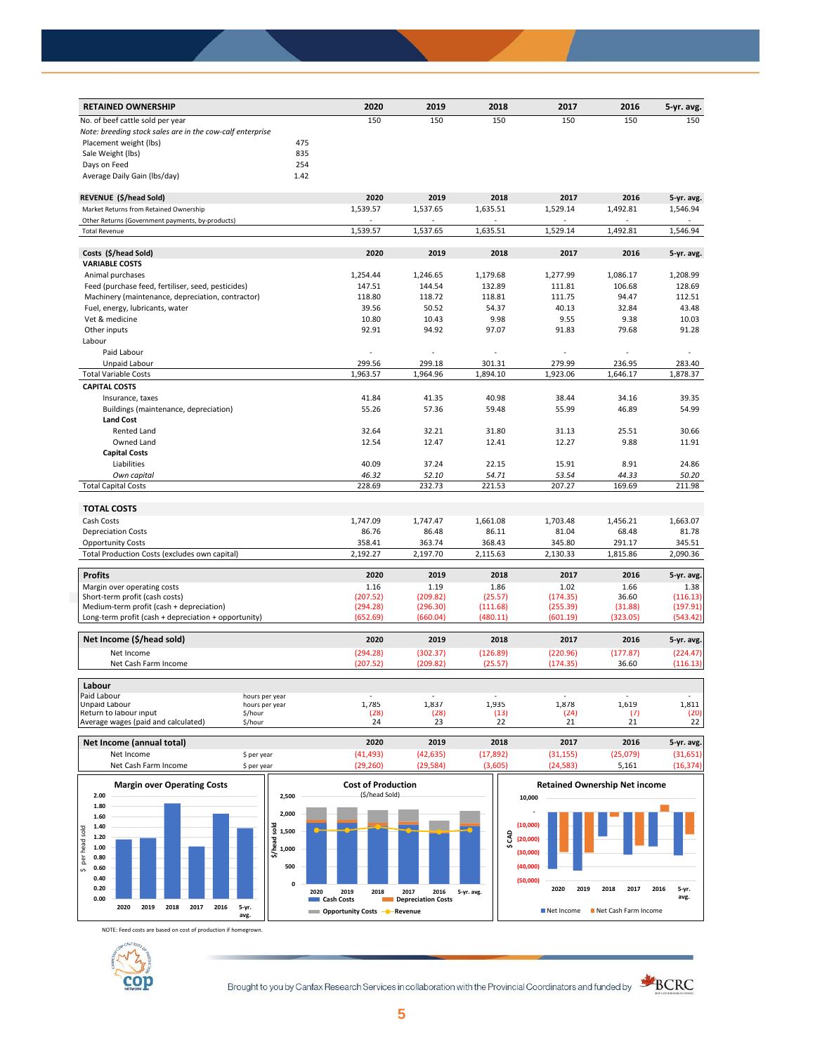| RETAINED OWNERSHIP | | 2020 | 2019 | 2018 | 2017 | 2016 | 5-yr. avg. |
|---|---|---|---|---|---|---|---|
| No. of beef cattle sold per year | | 150 | 150 | 150 | 150 | 150 | 150 |
| *Note: breeding stock sales are in the cow-calf enterprise* | | | | | | | |
| Placement weight (lbs) | 475 | | | | | | |
| Sale Weight (lbs) | 835 | | | | | | |
| Days on Feed | 254 | | | | | | |
| Average Daily Gain (lbs/day) | 1.42 | | | | | | |

| REVENUE ($/head Sold) | 2020 | 2019 | 2018 | 2017 | 2016 | 5-yr. avg. |
|---|---|---|---|---|---|---|
| Market Returns from Retained Ownership | 1,539.57 | 1,537.65 | 1,635.51 | 1,529.14 | 1,492.81 | 1,546.94 |
| Other Returns (Government payments, by-products) | - | - | - | - | - | - |
| Total Revenue | 1,539.57 | 1,537.65 | 1,635.51 | 1,529.14 | 1,492.81 | 1,546.94 |

| Costs ($/head Sold) | 2020 | 2019 | 2018 | 2017 | 2016 | 5-yr. avg. |
|---|---|---|---|---|---|---|
| **VARIABLE COSTS** | | | | | | |
| Animal purchases | 1,254.44 | 1,246.65 | 1,179.68 | 1,277.99 | 1,086.17 | 1,208.99 |
| Feed (purchase feed, fertiliser, seed, pesticides) | 147.51 | 144.54 | 132.89 | 111.81 | 106.68 | 128.69 |
| Machinery (maintenance, depreciation, contractor) | 118.80 | 118.72 | 118.81 | 111.75 | 94.47 | 112.51 |
| Fuel, energy, lubricants, water | 39.56 | 50.52 | 54.37 | 40.13 | 32.84 | 43.48 |
| Vet & medicine | 10.80 | 10.43 | 9.98 | 9.55 | 9.38 | 10.03 |
| Other inputs | 92.91 | 94.92 | 97.07 | 91.83 | 79.68 | 91.28 |
| Labour | | | | | | |
| Paid Labour | - | - | - | - | - | - |
| Unpaid Labour | 299.56 | 299.18 | 301.31 | 279.99 | 236.95 | 283.40 |
| Total Variable Costs | 1,963.57 | 1,964.96 | 1,894.10 | 1,923.06 | 1,646.17 | 1,878.37 |
| **CAPITAL COSTS** | | | | | | |
| Insurance, taxes | 41.84 | 41.35 | 40.98 | 38.44 | 34.16 | 39.35 |
| Buildings (maintenance, depreciation) | 55.26 | 57.36 | 59.48 | 55.99 | 46.89 | 54.99 |
| **Land Cost** | | | | | | |
| Rented Land | 32.64 | 32.21 | 31.80 | 31.13 | 25.51 | 30.66 |
| Owned Land | 12.54 | 12.47 | 12.41 | 12.27 | 9.88 | 11.91 |
| **Capital Costs** | | | | | | |
| Liabilities | 40.09 | 37.24 | 22.15 | 15.91 | 8.91 | 24.86 |
| *Own capital* | *46.32* | *52.10* | *54.71* | *53.54* | *44.33* | *50.20* |
| Total Capital Costs | 228.69 | 232.73 | 221.53 | 207.27 | 169.69 | 211.98 |

| TOTAL COSTS | 2020 | 2019 | 2018 | 2017 | 2016 | 5-yr. avg. |
|---|---|---|---|---|---|---|
| Cash Costs | 1,747.09 | 1,747.47 | 1,661.08 | 1,703.48 | 1,456.21 | 1,663.07 |
| Depreciation Costs | 86.76 | 86.48 | 86.11 | 81.04 | 68.48 | 81.78 |
| Opportunity Costs | 358.41 | 363.74 | 368.43 | 345.80 | 291.17 | 345.51 |
| Total Production Costs (excludes own capital) | 2,192.27 | 2,197.70 | 2,115.63 | 2,130.33 | 1,815.86 | 2,090.36 |

| Profits | 2020 | 2019 | 2018 | 2017 | 2016 | 5-yr. avg. |
|---|---|---|---|---|---|---|
| Margin over operating costs | 1.16 | 1.19 | 1.86 | 1.02 | 1.66 | 1.38 |
| Short-term profit (cash costs) | (207.52) | (209.82) | (25.57) | (174.35) | 36.60 | (116.13) |
| Medium-term profit (cash + depreciation) | (294.28) | (296.30) | (111.68) | (255.39) | (31.88) | (197.91) |
| Long-term profit (cash + depreciation + opportunity) | (652.69) | (660.04) | (480.11) | (601.19) | (323.05) | (543.42) |

| Net Income ($/head sold) | 2020 | 2019 | 2018 | 2017 | 2016 | 5-yr. avg. |
|---|---|---|---|---|---|---|
| Net Income | (294.28) | (302.37) | (126.89) | (220.96) | (177.87) | (224.47) |
| Net Cash Farm Income | (207.52) | (209.82) | (25.57) | (174.35) | 36.60 | (116.13) |

| Labour | | 2020 | 2019 | 2018 | 2017 | 2016 | 5-yr. avg. |
|---|---|---|---|---|---|---|---|
| Paid Labour | hours per year | - | - | - | - | - | - |
| Unpaid Labour | hours per year | 1,785 | 1,837 | 1,935 | 1,878 | 1,619 | 1,811 |
| Return to labour input | $/hour | (28) | (28) | (13) | (24) | (7) | (20) |
| Average wages (paid and calculated) | $/hour | 24 | 23 | 22 | 21 | 21 | 22 |

| Net Income (annual total) | | 2020 | 2019 | 2018 | 2017 | 2016 | 5-yr. avg. |
|---|---|---|---|---|---|---|---|
| Net Income | $ per year | (41,493) | (42,635) | (17,892) | (31,155) | (25,079) | (31,651) |
| Net Cash Farm Income | $ per year | (29,260) | (29,584) | (3,605) | (24,583) | 5,161 | (16,374) |

NOTE: Feed costs are based on cost of production if homegrown.

Brought to you by Canfax Research Services in collaboration with the Provincial Coordinators and funded by BCRC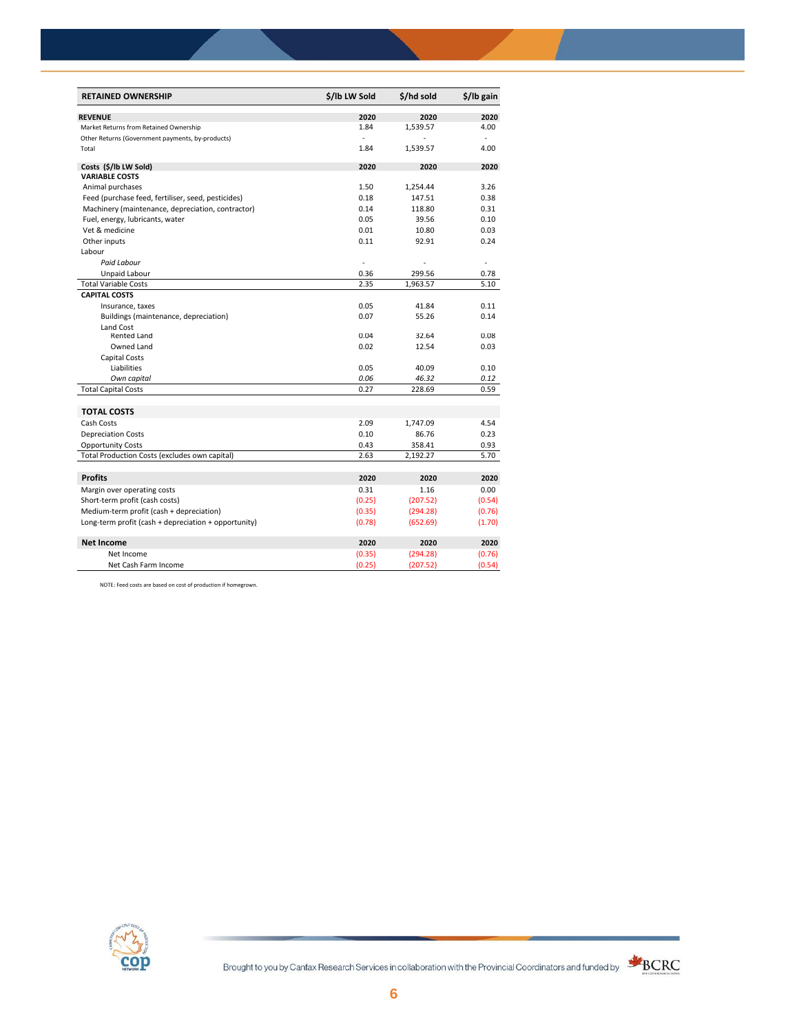| RETAINED OWNERSHIP | $/lb LW Sold | $/hd sold | $/lb gain |
|---|---|---|---|
| **REVENUE** | **2020** | **2020** | **2020** |
| Market Returns from Retained Ownership | 1.84 | 1,539.57 | 4.00 |
| Other Returns (Government payments, by-products) | - | - | - |
| Total | 1.84 | 1,539.57 | 4.00 |
| **Costs ($/lb LW Sold)** | **2020** | **2020** | **2020** |
| **VARIABLE COSTS** | | | |
| Animal purchases | 1.50 | 1,254.44 | 3.26 |
| Feed (purchase feed, fertiliser, seed, pesticides) | 0.18 | 147.51 | 0.38 |
| Machinery (maintenance, depreciation, contractor) | 0.14 | 118.80 | 0.31 |
| Fuel, energy, lubricants, water | 0.05 | 39.56 | 0.10 |
| Vet & medicine | 0.01 | 10.80 | 0.03 |
| Other inputs | 0.11 | 92.91 | 0.24 |
| Labour | | | |
| *Paid Labour* | - | - | - |
| Unpaid Labour | 0.36 | 299.56 | 0.78 |
| Total Variable Costs | 2.35 | 1,963.57 | 5.10 |
| **CAPITAL COSTS** | | | |
| Insurance, taxes | 0.05 | 41.84 | 0.11 |
| Buildings (maintenance, depreciation) | 0.07 | 55.26 | 0.14 |
| Land Cost | | | |
| Rented Land | 0.04 | 32.64 | 0.08 |
| Owned Land | 0.02 | 12.54 | 0.03 |
| Capital Costs | | | |
| Liabilities | 0.05 | 40.09 | 0.10 |
| *Own capital* | *0.06* | *46.32* | *0.12* |
| Total Capital Costs | 0.27 | 228.69 | 0.59 |
| **TOTAL COSTS** | | | |
| Cash Costs | 2.09 | 1,747.09 | 4.54 |
| Depreciation Costs | 0.10 | 86.76 | 0.23 |
| Opportunity Costs | 0.43 | 358.41 | 0.93 |
| Total Production Costs (excludes own capital) | 2.63 | 2,192.27 | 5.70 |
| **Profits** | **2020** | **2020** | **2020** |
| Margin over operating costs | 0.31 | 1.16 | 0.00 |
| Short-term profit (cash costs) | (0.25) | (207.52) | (0.54) |
| Medium-term profit (cash + depreciation) | (0.35) | (294.28) | (0.76) |
| Long-term profit (cash + depreciation + opportunity) | (0.78) | (652.69) | (1.70) |
| **Net Income** | **2020** | **2020** | **2020** |
| Net Income | (0.35) | (294.28) | (0.76) |
| Net Cash Farm Income | (0.25) | (207.52) | (0.54) |

NOTE: Feed costs are based on cost of production if homegrown.

Brought to you by Canfax Research Services in collaboration with the Provincial Coordinators and funded by BCRC